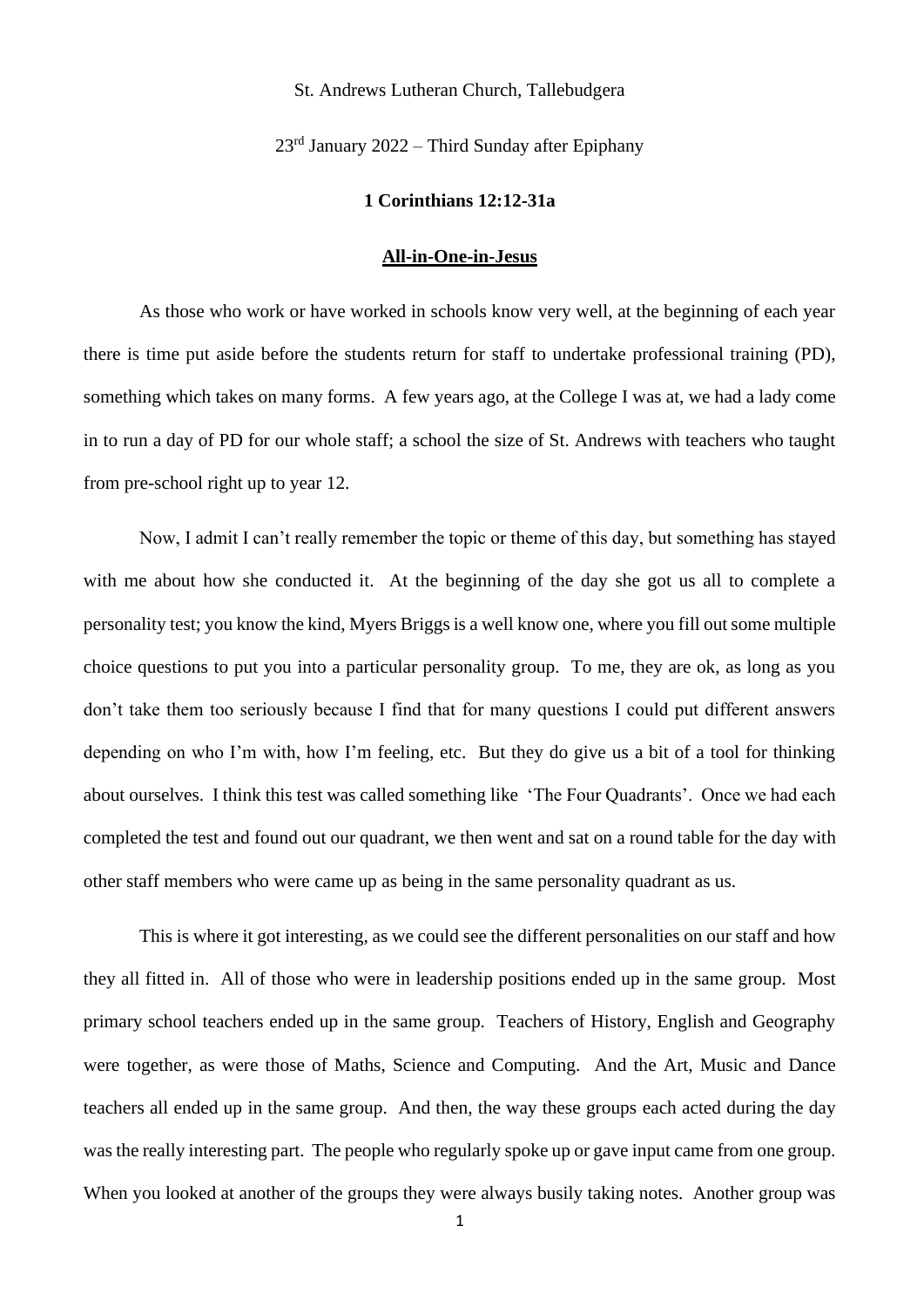St. Andrews Lutheran Church, Tallebudgera

23rd January 2022 – Third Sunday after Epiphany

**1 Corinthians 12:12-31a**

**<u>All-in-One-in-Jesus</u>**

As those who work or have worked in schools know very well, at the beginning of each year there is time put aside before the students return for staff to undertake professional training (PD), something which takes on many forms. A few years ago, at the College I was at, we had a lady come in to run a day of PD for our whole staff; a school the size of St. Andrews with teachers who taught from pre-school right up to year 12.

Now, I admit I can't really remember the topic or theme of this day, but something has stayed with me about how she conducted it. At the beginning of the day she got us all to complete a personality test; you know the kind, Myers Briggs is a well know one, where you fill out some multiple choice questions to put you into a particular personality group. To me, they are ok, as long as you don't take them too seriously because I find that for many questions I could put different answers depending on who I'm with, how I'm feeling, etc. But they do give us a bit of a tool for thinking about ourselves. I think this test was called something like 'The Four Quadrants'. Once we had each completed the test and found out our quadrant, we then went and sat on a round table for the day with other staff members who were came up as being in the same personality quadrant as us.

This is where it got interesting, as we could see the different personalities on our staff and how they all fitted in. All of those who were in leadership positions ended up in the same group. Most primary school teachers ended up in the same group. Teachers of History, English and Geography were together, as were those of Maths, Science and Computing. And the Art, Music and Dance teachers all ended up in the same group. And then, the way these groups each acted during the day was the really interesting part. The people who regularly spoke up or gave input came from one group. When you looked at another of the groups they were always busily taking notes. Another group was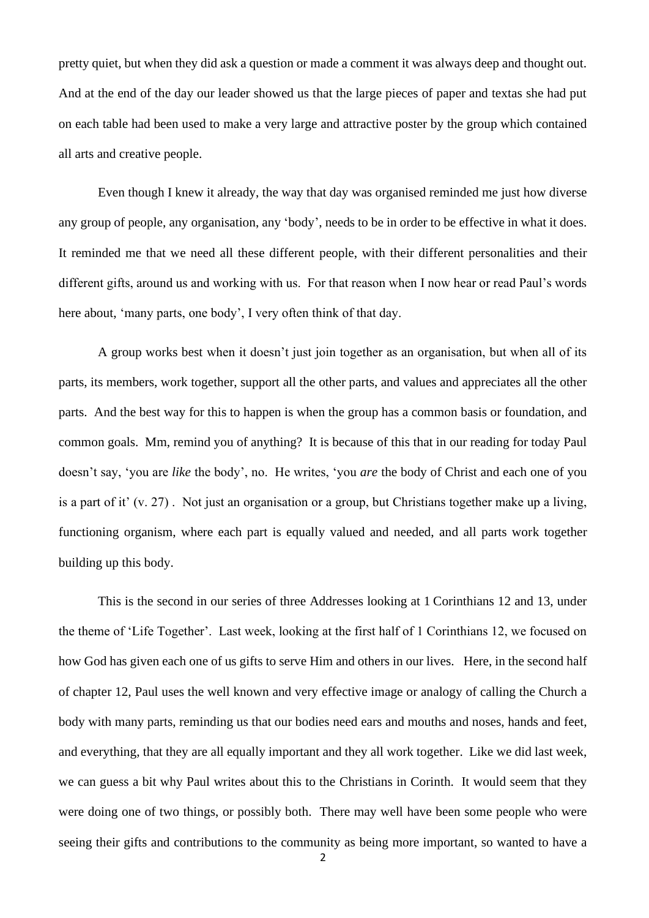pretty quiet, but when they did ask a question or made a comment it was always deep and thought out. And at the end of the day our leader showed us that the large pieces of paper and textas she had put on each table had been used to make a very large and attractive poster by the group which contained all arts and creative people.

Even though I knew it already, the way that day was organised reminded me just how diverse any group of people, any organisation, any 'body', needs to be in order to be effective in what it does. It reminded me that we need all these different people, with their different personalities and their different gifts, around us and working with us. For that reason when I now hear or read Paul's words here about, 'many parts, one body', I very often think of that day.

A group works best when it doesn't just join together as an organisation, but when all of its parts, its members, work together, support all the other parts, and values and appreciates all the other parts. And the best way for this to happen is when the group has a common basis or foundation, and common goals. Mm, remind you of anything? It is because of this that in our reading for today Paul doesn't say, 'you are *like* the body', no. He writes, 'you *are* the body of Christ and each one of you is a part of it' (v. 27) . Not just an organisation or a group, but Christians together make up a living, functioning organism, where each part is equally valued and needed, and all parts work together building up this body.

This is the second in our series of three Addresses looking at 1 Corinthians 12 and 13, under the theme of 'Life Together'. Last week, looking at the first half of 1 Corinthians 12, we focused on how God has given each one of us gifts to serve Him and others in our lives. Here, in the second half of chapter 12, Paul uses the well known and very effective image or analogy of calling the Church a body with many parts, reminding us that our bodies need ears and mouths and noses, hands and feet, and everything, that they are all equally important and they all work together. Like we did last week, we can guess a bit why Paul writes about this to the Christians in Corinth. It would seem that they were doing one of two things, or possibly both. There may well have been some people who were seeing their gifts and contributions to the community as being more important, so wanted to have a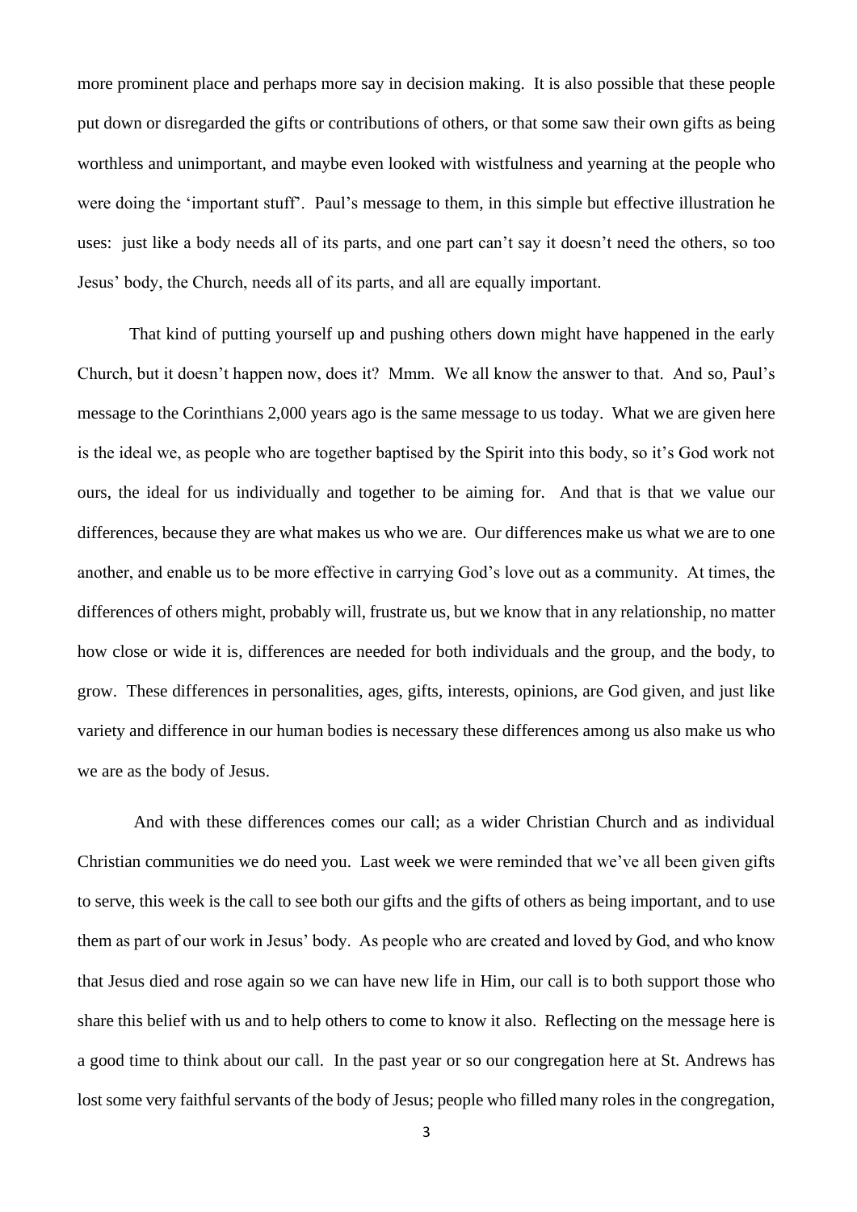more prominent place and perhaps more say in decision making. It is also possible that these people put down or disregarded the gifts or contributions of others, or that some saw their own gifts as being worthless and unimportant, and maybe even looked with wistfulness and yearning at the people who were doing the 'important stuff'. Paul's message to them, in this simple but effective illustration he uses: just like a body needs all of its parts, and one part can't say it doesn't need the others, so too Jesus' body, the Church, needs all of its parts, and all are equally important.

That kind of putting yourself up and pushing others down might have happened in the early Church, but it doesn't happen now, does it? Mmm. We all know the answer to that. And so, Paul's message to the Corinthians 2,000 years ago is the same message to us today. What we are given here is the ideal we, as people who are together baptised by the Spirit into this body, so it's God work not ours, the ideal for us individually and together to be aiming for. And that is that we value our differences, because they are what makes us who we are. Our differences make us what we are to one another, and enable us to be more effective in carrying God's love out as a community. At times, the differences of others might, probably will, frustrate us, but we know that in any relationship, no matter how close or wide it is, differences are needed for both individuals and the group, and the body, to grow. These differences in personalities, ages, gifts, interests, opinions, are God given, and just like variety and difference in our human bodies is necessary these differences among us also make us who we are as the body of Jesus.

And with these differences comes our call; as a wider Christian Church and as individual Christian communities we do need you. Last week we were reminded that we've all been given gifts to serve, this week is the call to see both our gifts and the gifts of others as being important, and to use them as part of our work in Jesus' body. As people who are created and loved by God, and who know that Jesus died and rose again so we can have new life in Him, our call is to both support those who share this belief with us and to help others to come to know it also. Reflecting on the message here is a good time to think about our call. In the past year or so our congregation here at St. Andrews has lost some very faithful servants of the body of Jesus; people who filled many roles in the congregation,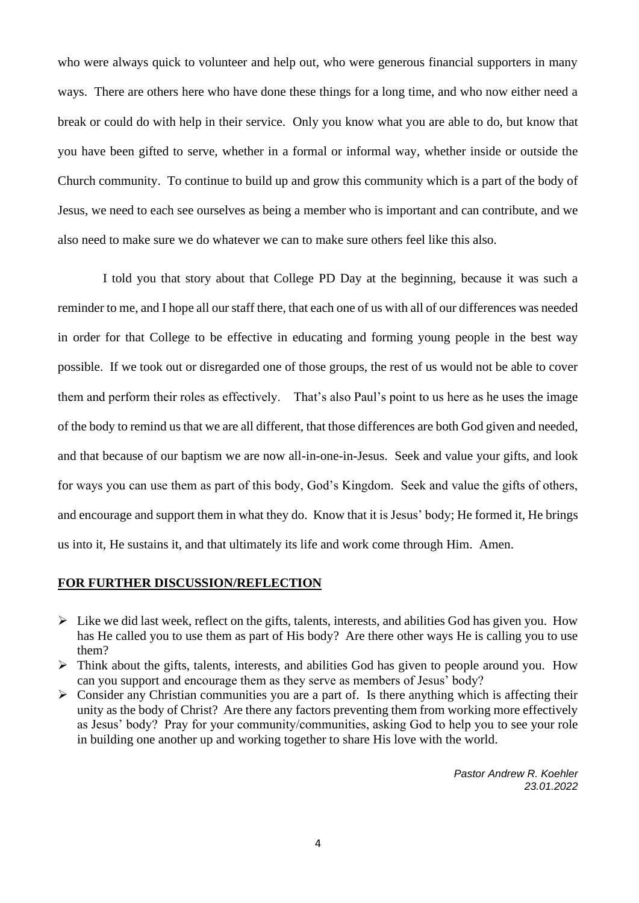who were always quick to volunteer and help out, who were generous financial supporters in many ways. There are others here who have done these things for a long time, and who now either need a break or could do with help in their service. Only you know what you are able to do, but know that you have been gifted to serve, whether in a formal or informal way, whether inside or outside the Church community. To continue to build up and grow this community which is a part of the body of Jesus, we need to each see ourselves as being a member who is important and can contribute, and we also need to make sure we do whatever we can to make sure others feel like this also.

I told you that story about that College PD Day at the beginning, because it was such a reminder to me, and I hope all our staff there, that each one of us with all of our differences was needed in order for that College to be effective in educating and forming young people in the best way possible. If we took out or disregarded one of those groups, the rest of us would not be able to cover them and perform their roles as effectively. That's also Paul's point to us here as he uses the image of the body to remind us that we are all different, that those differences are both God given and needed, and that because of our baptism we are now all-in-one-in-Jesus. Seek and value your gifts, and look for ways you can use them as part of this body, God's Kingdom. Seek and value the gifts of others, and encourage and support them in what they do. Know that it is Jesus' body; He formed it, He brings us into it, He sustains it, and that ultimately its life and work come through Him. Amen.

**FOR FURTHER DISCUSSION/REFLECTION**

- Like we did last week, reflect on the gifts, talents, interests, and abilities God has given you. How has He called you to use them as part of His body? Are there other ways He is calling you to use them?
- Think about the gifts, talents, interests, and abilities God has given to people around you. How can you support and encourage them as they serve as members of Jesus' body?
- Consider any Christian communities you are a part of. Is there anything which is affecting their unity as the body of Christ? Are there any factors preventing them from working more effectively as Jesus' body? Pray for your community/communities, asking God to help you to see your role in building one another up and working together to share His love with the world.

*Pastor Andrew R. Koehler*
*23.01.2022*